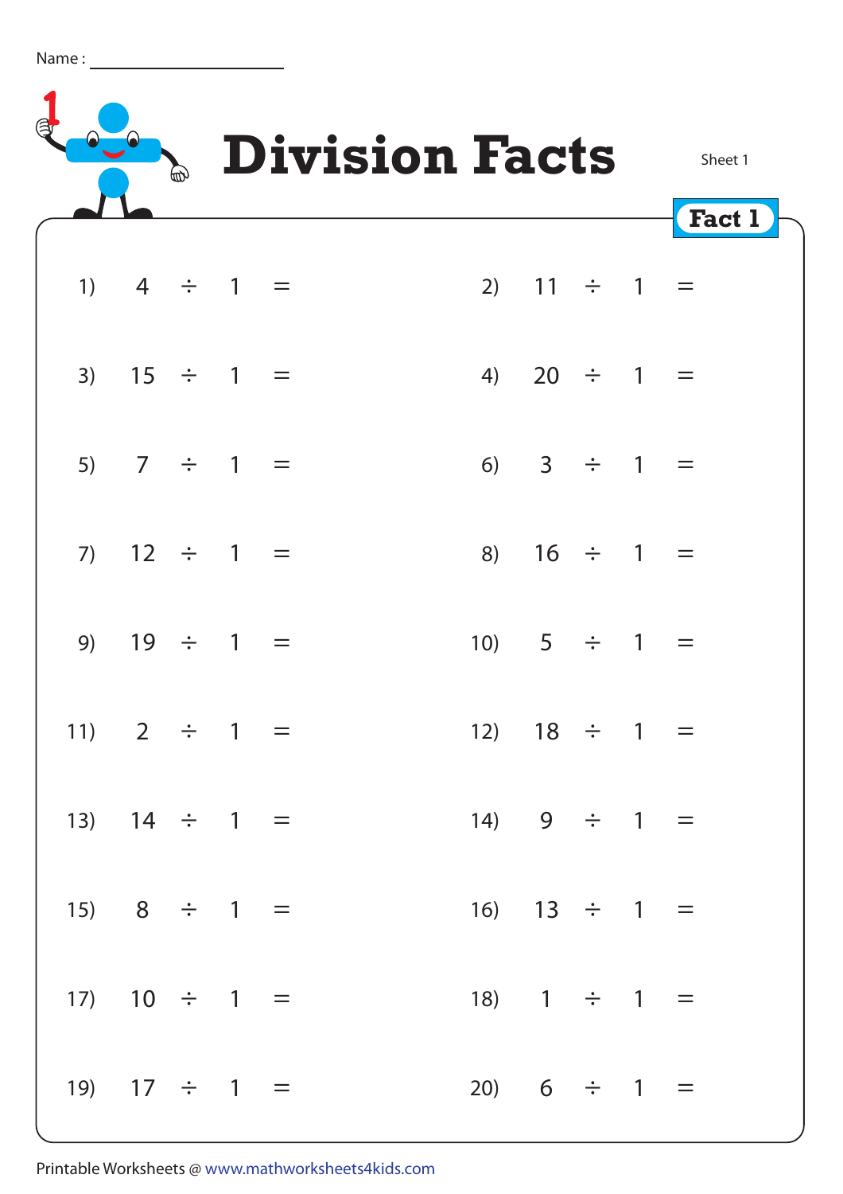Name : ____________________

# Division Facts

Sheet 1

**Fact 1**

1) $4 \div 1 =$

2) $11 \div 1 =$

3) $15 \div 1 =$

4) $20 \div 1 =$

5) $7 \div 1 =$

6) $3 \div 1 =$

7) $12 \div 1 =$

8) $16 \div 1 =$

9) $19 \div 1 =$

10) $5 \div 1 =$

11) $2 \div 1 =$

12) $18 \div 1 =$

13) $14 \div 1 =$

14) $9 \div 1 =$

15) $8 \div 1 =$

16) $13 \div 1 =$

17) $10 \div 1 =$

18) $1 \div 1 =$

19) $17 \div 1 =$

20) $6 \div 1 =$

Printable Worksheets @ www.mathworksheets4kids.com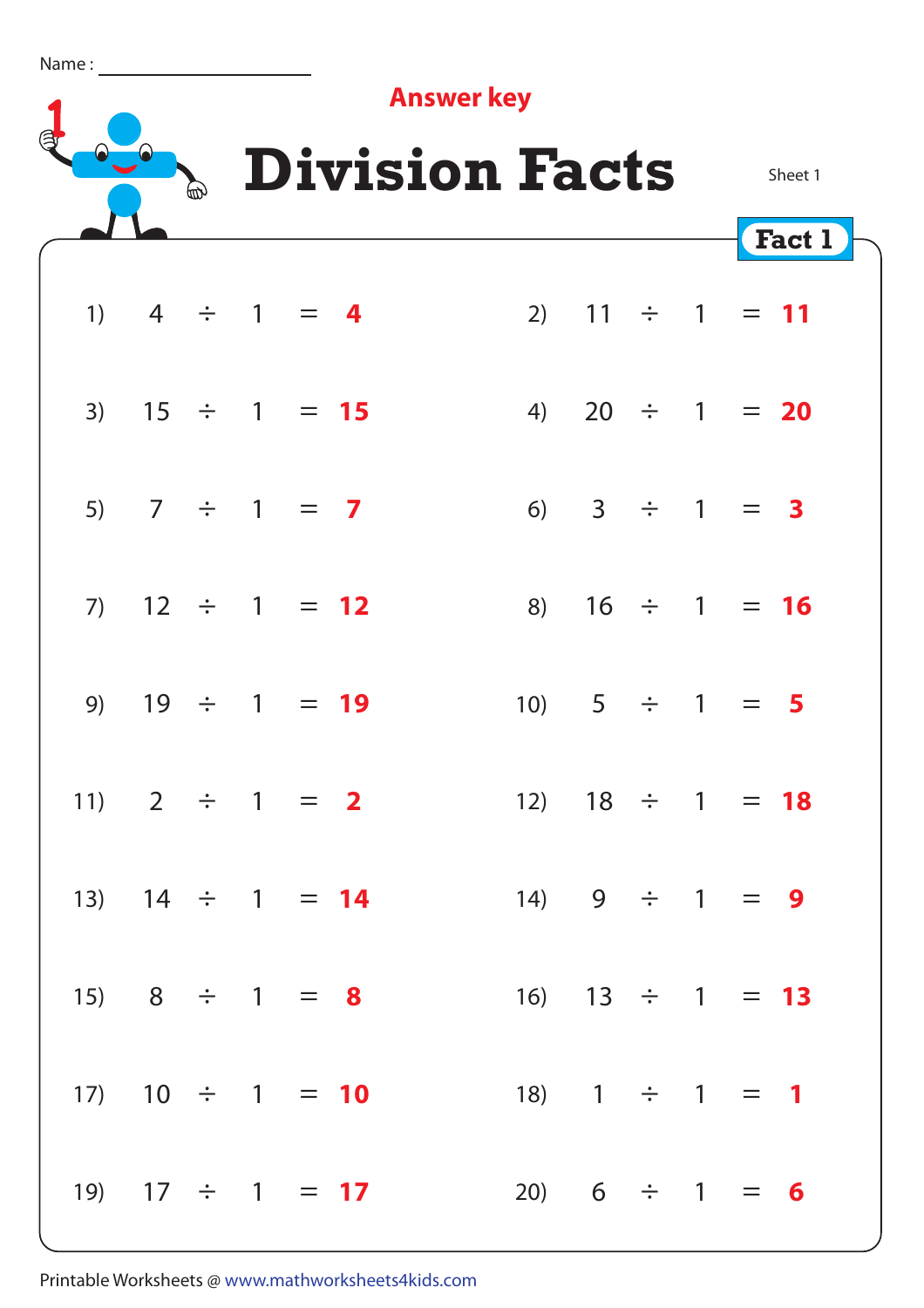Name : ____________________

**Answer key**

# Division Facts

Sheet 1

**Fact 1**

1) $4 \div 1 = $ **4**

2) $11 \div 1 = $ **11**

3) $15 \div 1 = $ **15**

4) $20 \div 1 = $ **20**

5) $7 \div 1 = $ **7**

6) $3 \div 1 = $ **3**

7) $12 \div 1 = $ **12**

8) $16 \div 1 = $ **16**

9) $19 \div 1 = $ **19**

10) $5 \div 1 = $ **5**

11) $2 \div 1 = $ **2**

12) $18 \div 1 = $ **18**

13) $14 \div 1 = $ **14**

14) $9 \div 1 = $ **9**

15) $8 \div 1 = $ **8**

16) $13 \div 1 = $ **13**

17) $10 \div 1 = $ **10**

18) $1 \div 1 = $ **1**

19) $17 \div 1 = $ **17**

20) $6 \div 1 = $ **6**

Printable Worksheets @ www.mathworksheets4kids.com